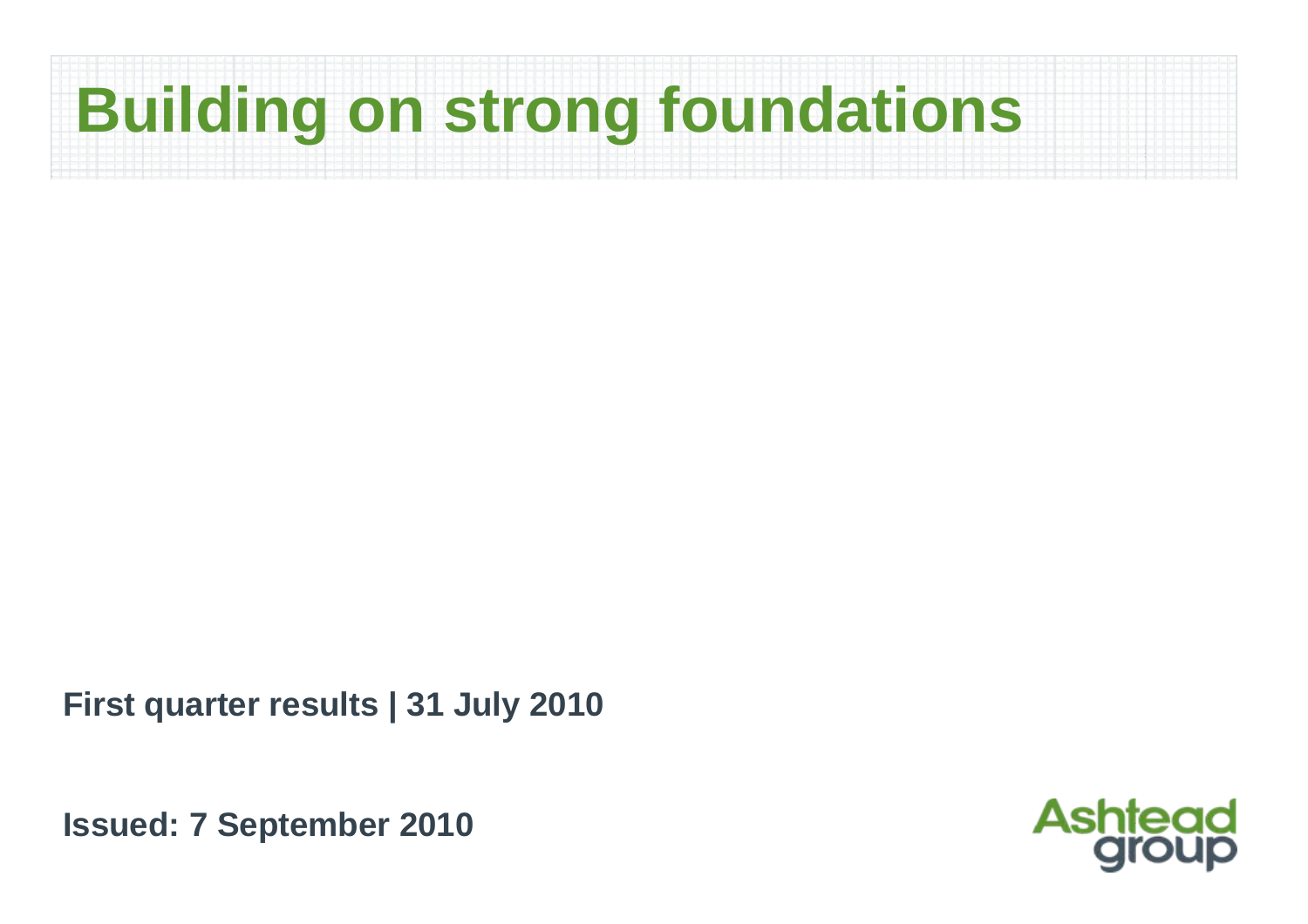# Building on strong foundations

**First quarter results | 31 July 2010**

**Issued: 7 September 2010**

Ashtead group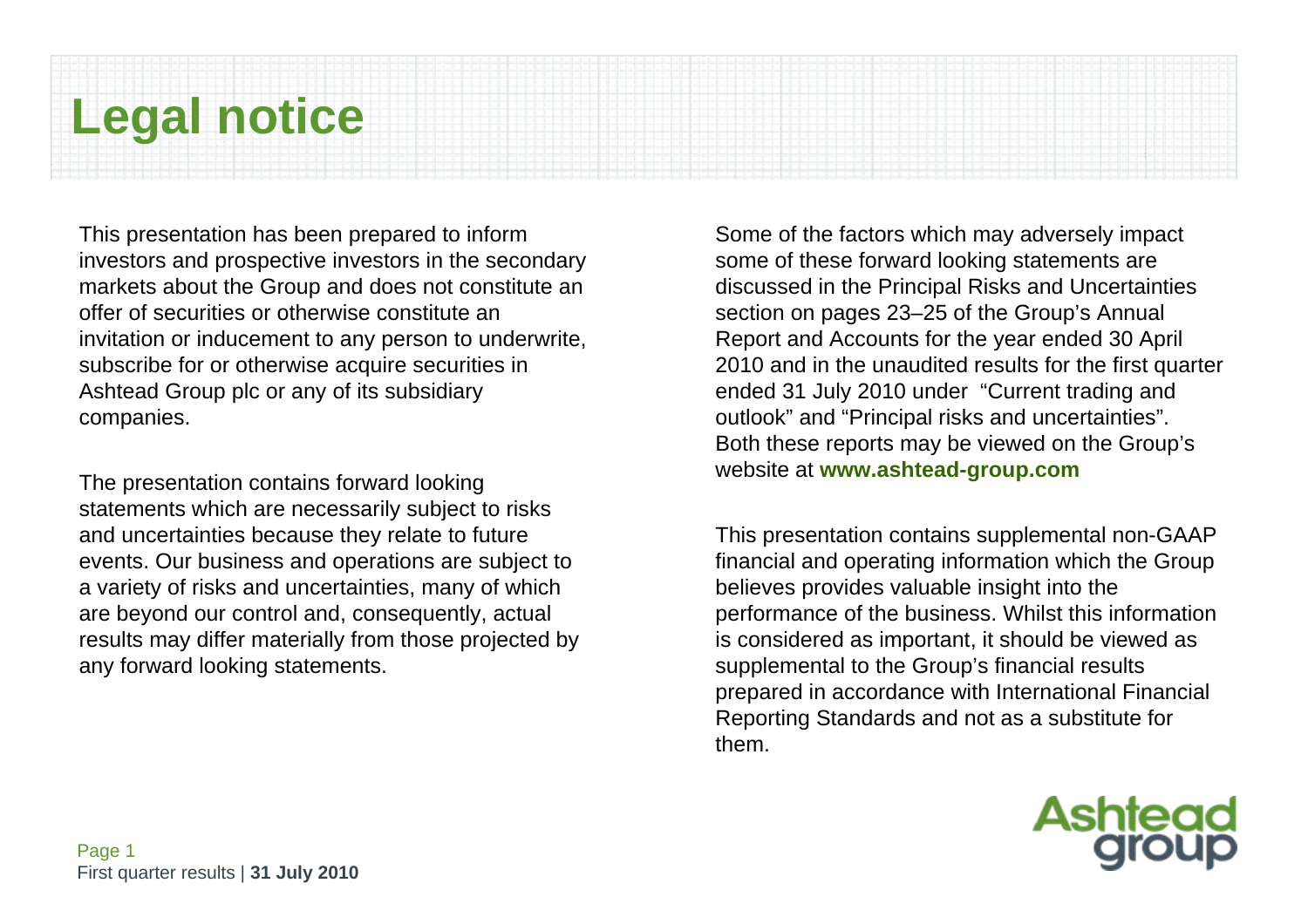# Legal notice

This presentation has been prepared to inform investors and prospective investors in the secondary markets about the Group and does not constitute an offer of securities or otherwise constitute an invitation or inducement to any person to underwrite, subscribe for or otherwise acquire securities in Ashtead Group plc or any of its subsidiary companies.

The presentation contains forward looking statements which are necessarily subject to risks and uncertainties because they relate to future events. Our business and operations are subject to a variety of risks and uncertainties, many of which are beyond our control and, consequently, actual results may differ materially from those projected by any forward looking statements.

Some of the factors which may adversely impact some of these forward looking statements are discussed in the Principal Risks and Uncertainties section on pages 23–25 of the Group's Annual Report and Accounts for the year ended 30 April 2010 and in the unaudited results for the first quarter ended 31 July 2010 under "Current trading and outlook" and "Principal risks and uncertainties". Both these reports may be viewed on the Group's website at **www.ashtead-group.com**

This presentation contains supplemental non-GAAP financial and operating information which the Group believes provides valuable insight into the performance of the business. Whilst this information is considered as important, it should be viewed as supplemental to the Group's financial results prepared in accordance with International Financial Reporting Standards and not as a substitute for them.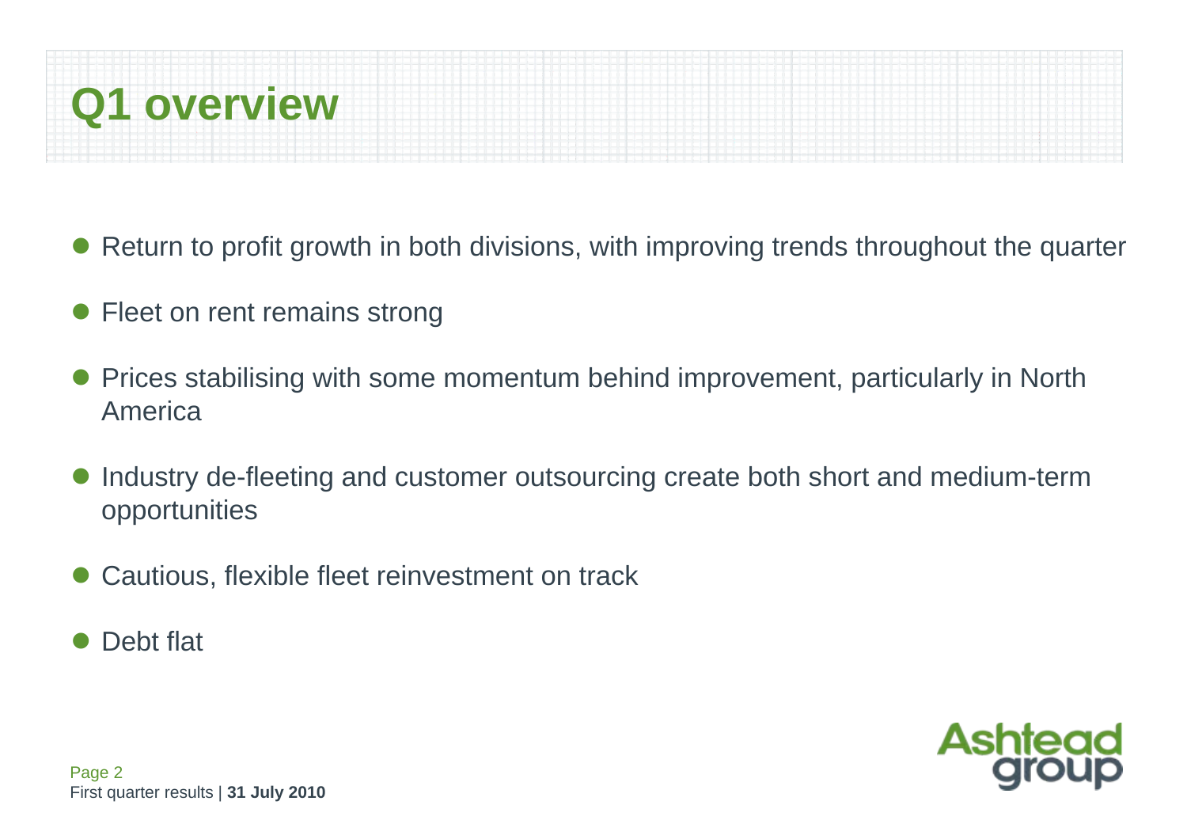# Q1 overview

- Return to profit growth in both divisions, with improving trends throughout the quarter
- Fleet on rent remains strong
- Prices stabilising with some momentum behind improvement, particularly in North America
- Industry de-fleeting and customer outsourcing create both short and medium-term opportunities
- Cautious, flexible fleet reinvestment on track
- Debt flat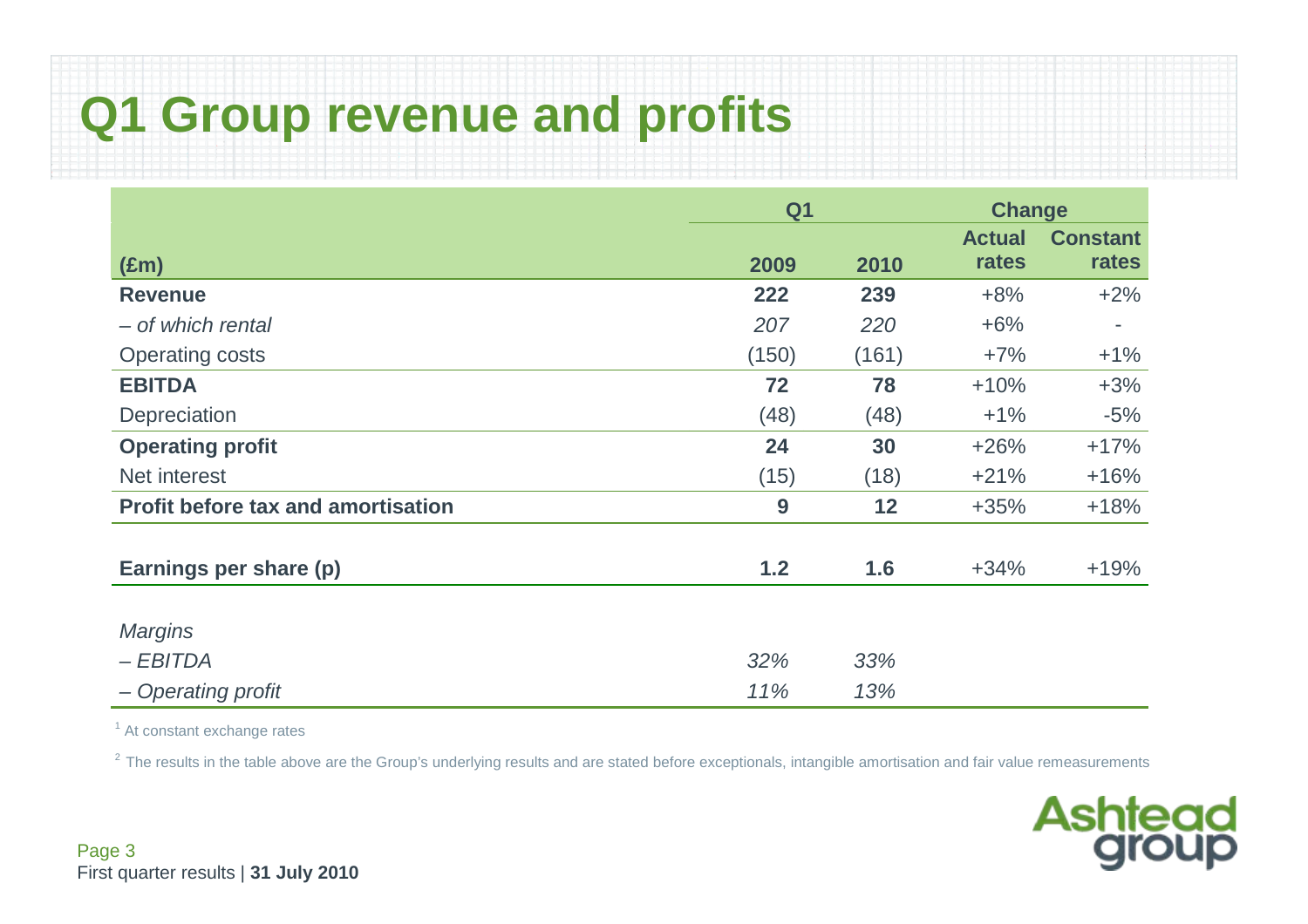# Q1 Group revenue and profits

| (£m) | Q1 2009 | Q1 2010 | Change Actual rates | Change Constant rates |
|---|---|---|---|---|
| **Revenue** | **222** | **239** | +8% | +2% |
| *– of which rental* | *207* | *220* | +6% | - |
| Operating costs | (150) | (161) | +7% | +1% |
| **EBITDA** | **72** | **78** | +10% | +3% |
| Depreciation | (48) | (48) | +1% | -5% |
| **Operating profit** | **24** | **30** | +26% | +17% |
| Net interest | (15) | (18) | +21% | +16% |
| **Profit before tax and amortisation** | **9** | **12** | +35% | +18% |
| | | | | |
| **Earnings per share (p)** | **1.2** | **1.6** | +34% | +19% |
| | | | | |
| *Margins* | | | | |
| *– EBITDA* | *32%* | *33%* | | |
| *– Operating profit* | *11%* | *13%* | | |

[1] At constant exchange rates

[2] The results in the table above are the Group's underlying results and are stated before exceptionals, intangible amortisation and fair value remeasurements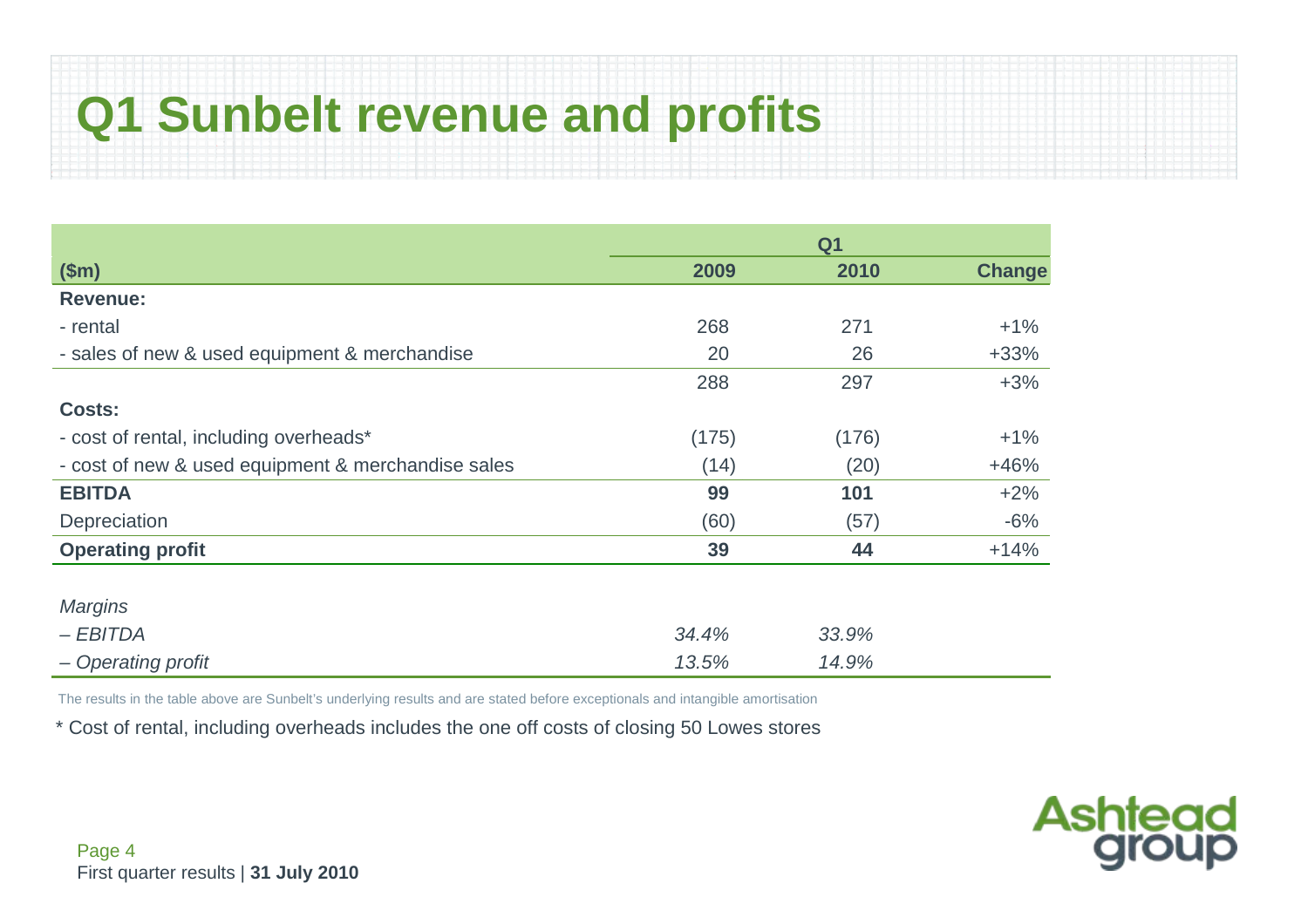# Q1 Sunbelt revenue and profits

| ($m) | Q1 2009 | Q1 2010 | Change |
|---|---|---|---|
| **Revenue:** | | | |
| - rental | 268 | 271 | +1% |
| - sales of new & used equipment & merchandise | 20 | 26 | +33% |
| | 288 | 297 | +3% |
| **Costs:** | | | |
| - cost of rental, including overheads* | (175) | (176) | +1% |
| - cost of new & used equipment & merchandise sales | (14) | (20) | +46% |
| **EBITDA** | **99** | **101** | +2% |
| Depreciation | (60) | (57) | -6% |
| **Operating profit** | **39** | **44** | +14% |
| | | | |
| *Margins* | | | |
| *– EBITDA* | *34.4%* | *33.9%* | |
| *– Operating profit* | *13.5%* | *14.9%* | |

The results in the table above are Sunbelt's underlying results and are stated before exceptionals and intangible amortisation

\* Cost of rental, including overheads includes the one off costs of closing 50 Lowes stores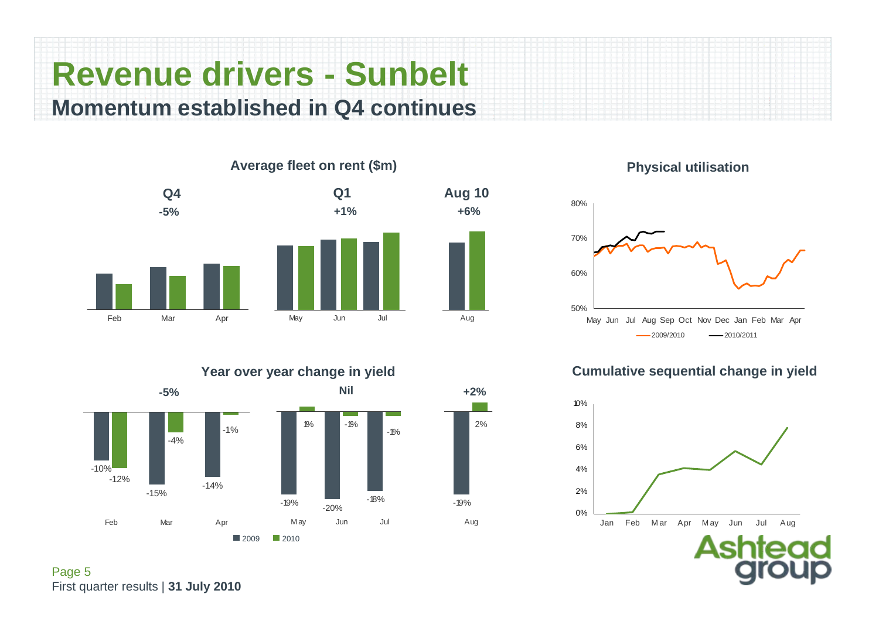# Revenue drivers - Sunbelt

## Momentum established in Q4 continues

### Average fleet on rent ($m)

| | Q4 | | | Q1 | | | Aug 10 |
|---|---|---|---|---|---|---|---|
| | -5% | | | +1% | | | +6% |
| | Feb | Mar | Apr | May | Jun | Jul | Aug |

### Physical utilisation

80%, 70%, 60%, 50%

May Jun Jul Aug Sep Oct Nov Dec Jan Feb Mar Apr

2009/2010 — 2010/2011

### Year over year change in yield

| | Feb | Mar | Apr | May | Jun | Jul | Aug |
|---|---|---|---|---|---|---|---|
| 2009 | -10% | -15% | -14% | -19% | -20% | -18% | -19% |
| 2010 | -12% | -4% | -1% | 1% | -1% | -1% | 2% |

Q4: -5% | Q1: Nil | Aug: +2%

### Cumulative sequential change in yield

10%, 8%, 6%, 4%, 2%, 0%

Jan Feb Mar Apr May Jun Jul Aug

First quarter results | **31 July 2010**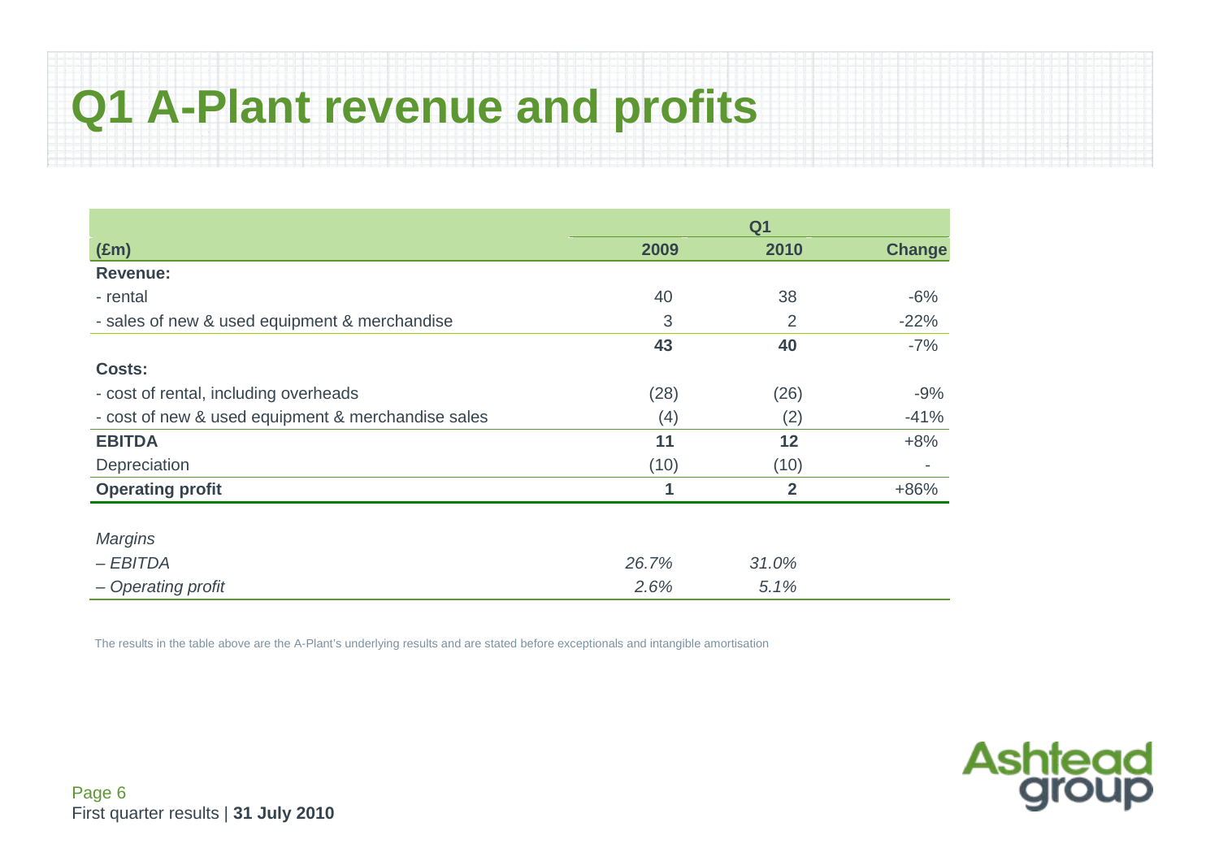# Q1 A-Plant revenue and profits

| | Q1 | | |
|---|---|---|---|
| **(£m)** | **2009** | **2010** | **Change** |
| **Revenue:** | | | |
| - rental | 40 | 38 | -6% |
| - sales of new & used equipment & merchandise | 3 | 2 | -22% |
| | **43** | **40** | -7% |
| **Costs:** | | | |
| - cost of rental, including overheads | (28) | (26) | -9% |
| - cost of new & used equipment & merchandise sales | (4) | (2) | -41% |
| **EBITDA** | **11** | **12** | +8% |
| Depreciation | (10) | (10) | - |
| **Operating profit** | **1** | **2** | +86% |
| | | | |
| *Margins* | | | |
| *– EBITDA* | *26.7%* | *31.0%* | |
| *– Operating profit* | *2.6%* | *5.1%* | |

The results in the table above are the A-Plant's underlying results and are stated before exceptionals and intangible amortisation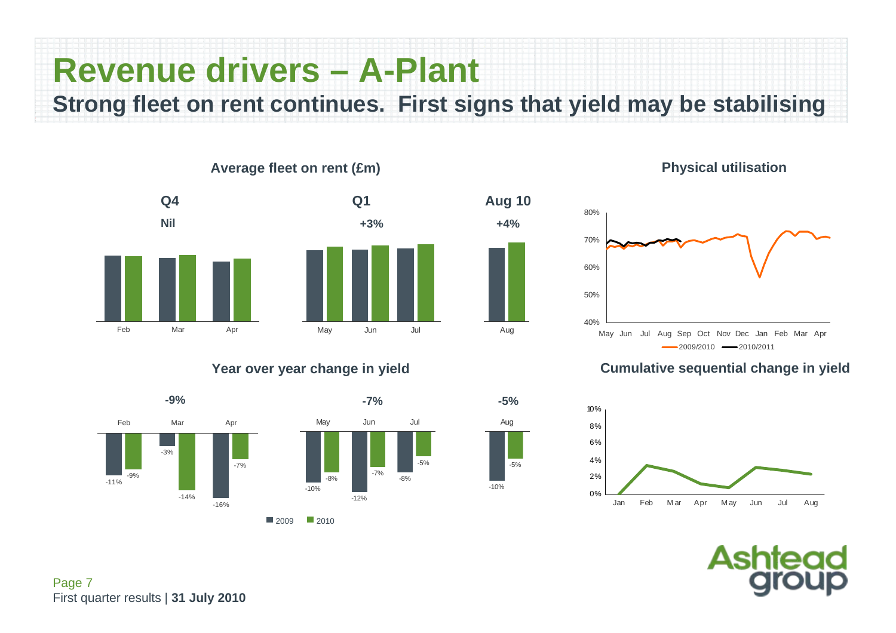# Revenue drivers – A-Plant

## Strong fleet on rent continues. First signs that yield may be stabilising

### Average fleet on rent (£m)

| | Q4 | | | Q1 | | | Aug 10 |
|---|---|---|---|---|---|---|---|
| | Nil | | | +3% | | | +4% |
| | Feb | Mar | Apr | May | Jun | Jul | Aug |

### Physical utilisation

80%, 70%, 60%, 50%, 40%

May Jun Jul Aug Sep Oct Nov Dec Jan Feb Mar Apr

2009/2010 — 2010/2011

### Year over year change in yield

| | -9% | | | -7% | | | -5% |
|---|---|---|---|---|---|---|---|
| | Feb | Mar | Apr | May | Jun | Jul | Aug |
| 2009 | -11% | -3% | -16% | -10% | -12% | -8% | -10% |
| 2010 | -9% | -14% | -7% | -8% | -7% | -5% | -5% |

### Cumulative sequential change in yield

10%, 8%, 6%, 4%, 2%, 0%

Jan Feb Mar Apr May Jun Jul Aug

First quarter results | **31 July 2010**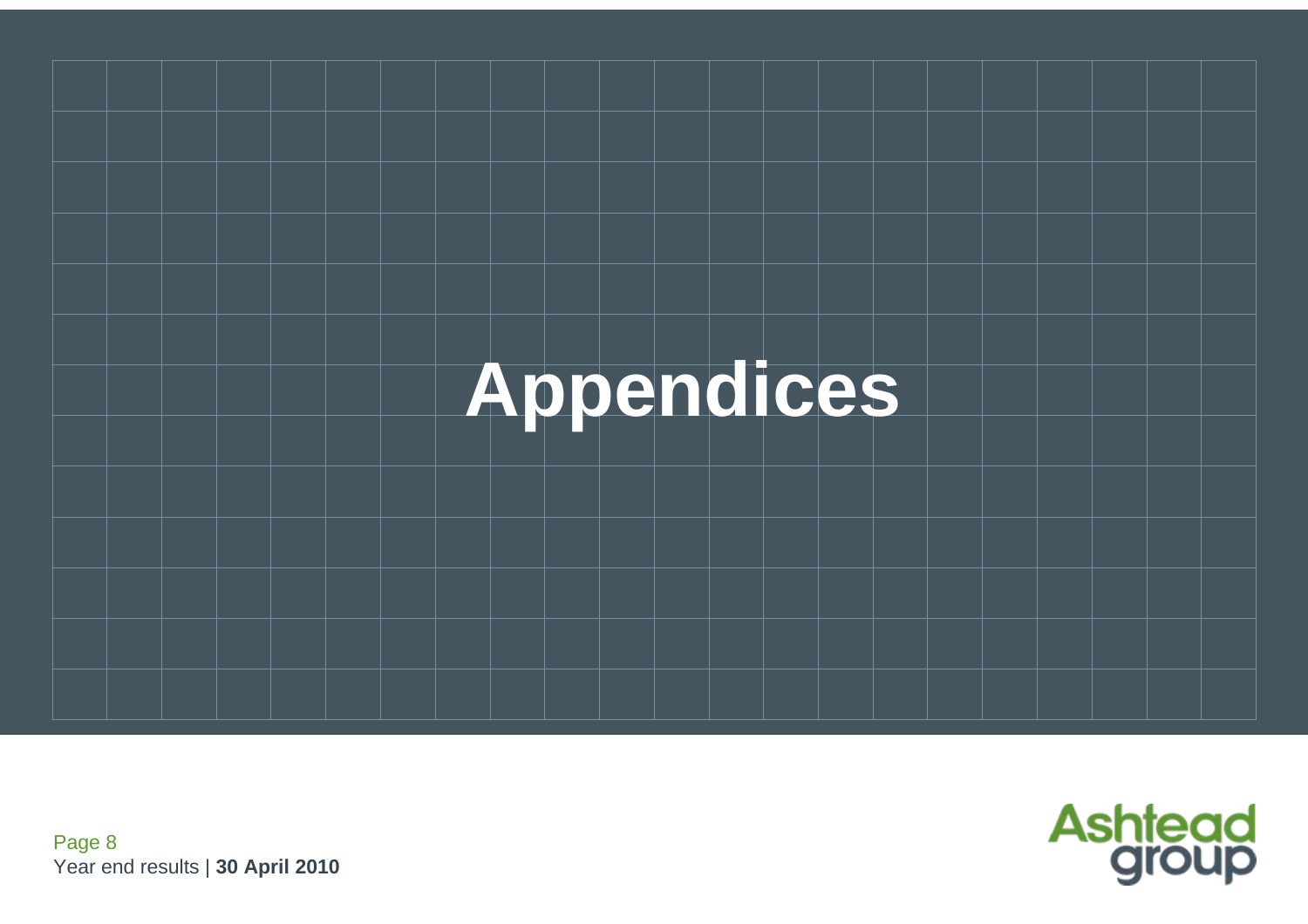# Appendices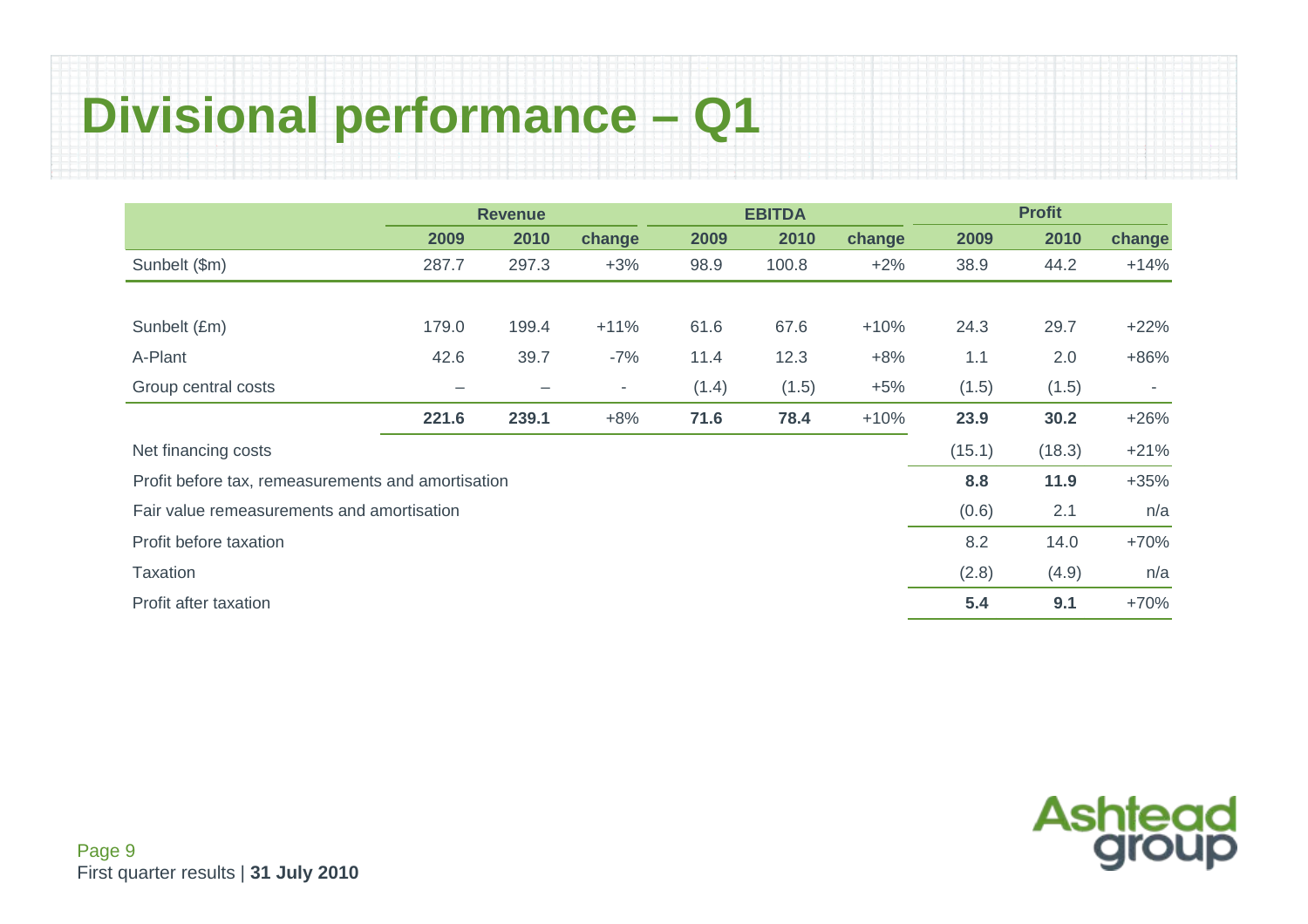# Divisional performance – Q1

| | Revenue | | | EBITDA | | | Profit | | |
|---|---|---|---|---|---|---|---|---|---|
| | 2009 | 2010 | change | 2009 | 2010 | change | 2009 | 2010 | change |
| Sunbelt ($m) | 287.7 | 297.3 | +3% | 98.9 | 100.8 | +2% | 38.9 | 44.2 | +14% |
| | | | | | | | | | |
| Sunbelt (£m) | 179.0 | 199.4 | +11% | 61.6 | 67.6 | +10% | 24.3 | 29.7 | +22% |
| A-Plant | 42.6 | 39.7 | -7% | 11.4 | 12.3 | +8% | 1.1 | 2.0 | +86% |
| Group central costs | – | – | - | (1.4) | (1.5) | +5% | (1.5) | (1.5) | - |
| | **221.6** | **239.1** | +8% | **71.6** | **78.4** | +10% | **23.9** | **30.2** | +26% |
| Net financing costs | | | | | | | (15.1) | (18.3) | +21% |
| Profit before tax, remeasurements and amortisation | | | | | | | **8.8** | **11.9** | +35% |
| Fair value remeasurements and amortisation | | | | | | | (0.6) | 2.1 | n/a |
| Profit before taxation | | | | | | | 8.2 | 14.0 | +70% |
| Taxation | | | | | | | (2.8) | (4.9) | n/a |
| Profit after taxation | | | | | | | **5.4** | **9.1** | +70% |

First quarter results | **31 July 2010**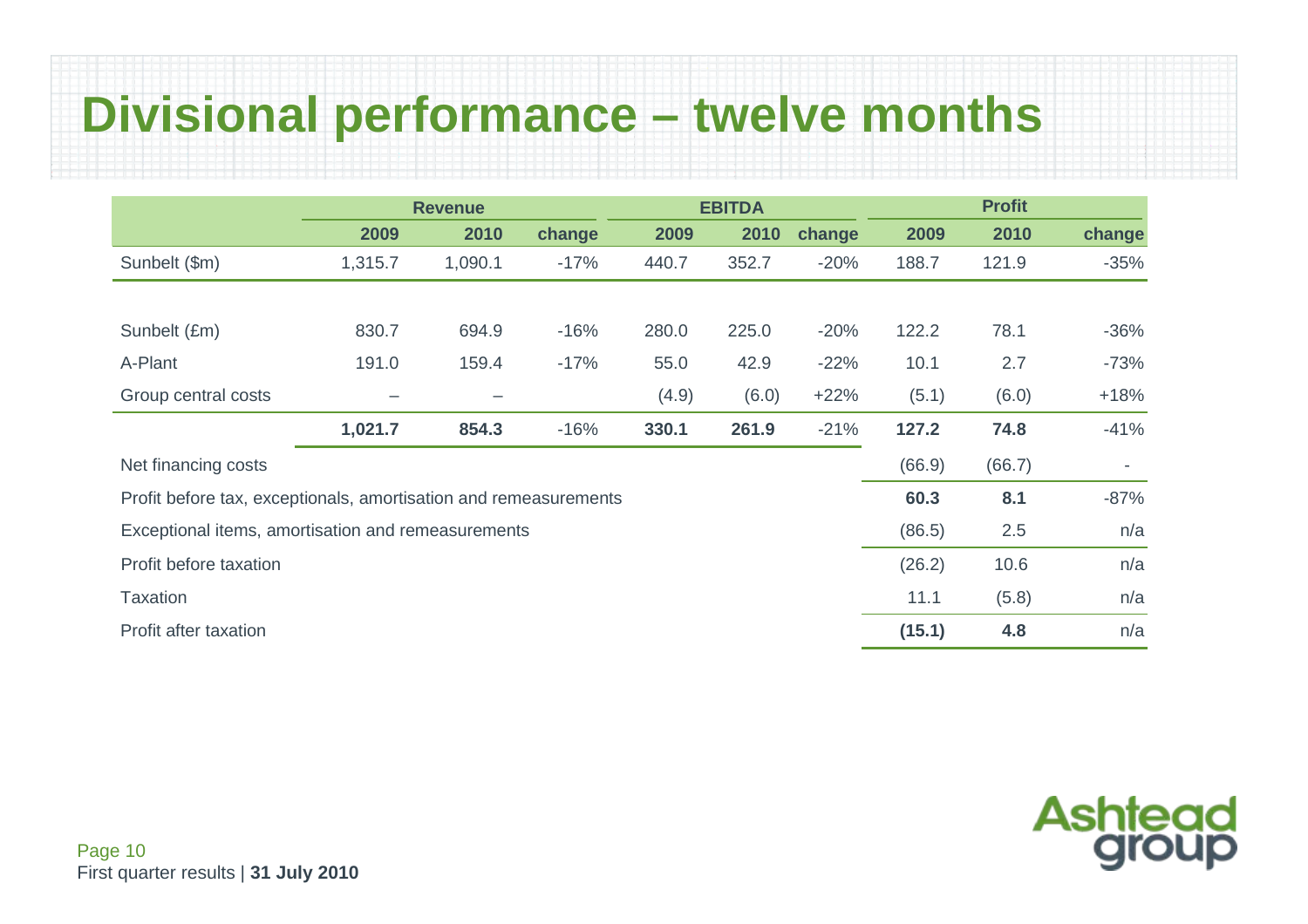# Divisional performance – twelve months

| | Revenue | | | EBITDA | | | Profit | | |
|---|---|---|---|---|---|---|---|---|---|
| | 2009 | 2010 | change | 2009 | 2010 | change | 2009 | 2010 | change |
| Sunbelt ($m) | 1,315.7 | 1,090.1 | -17% | 440.7 | 352.7 | -20% | 188.7 | 121.9 | -35% |
| | | | | | | | | | |
| Sunbelt (£m) | 830.7 | 694.9 | -16% | 280.0 | 225.0 | -20% | 122.2 | 78.1 | -36% |
| A-Plant | 191.0 | 159.4 | -17% | 55.0 | 42.9 | -22% | 10.1 | 2.7 | -73% |
| Group central costs | – | – | | (4.9) | (6.0) | +22% | (5.1) | (6.0) | +18% |
| | **1,021.7** | **854.3** | -16% | **330.1** | **261.9** | -21% | **127.2** | **74.8** | -41% |
| Net financing costs | | | | | | | (66.9) | (66.7) | - |
| Profit before tax, exceptionals, amortisation and remeasurements | | | | | | | **60.3** | **8.1** | -87% |
| Exceptional items, amortisation and remeasurements | | | | | | | (86.5) | 2.5 | n/a |
| Profit before taxation | | | | | | | (26.2) | 10.6 | n/a |
| Taxation | | | | | | | 11.1 | (5.8) | n/a |
| Profit after taxation | | | | | | | **(15.1)** | **4.8** | n/a |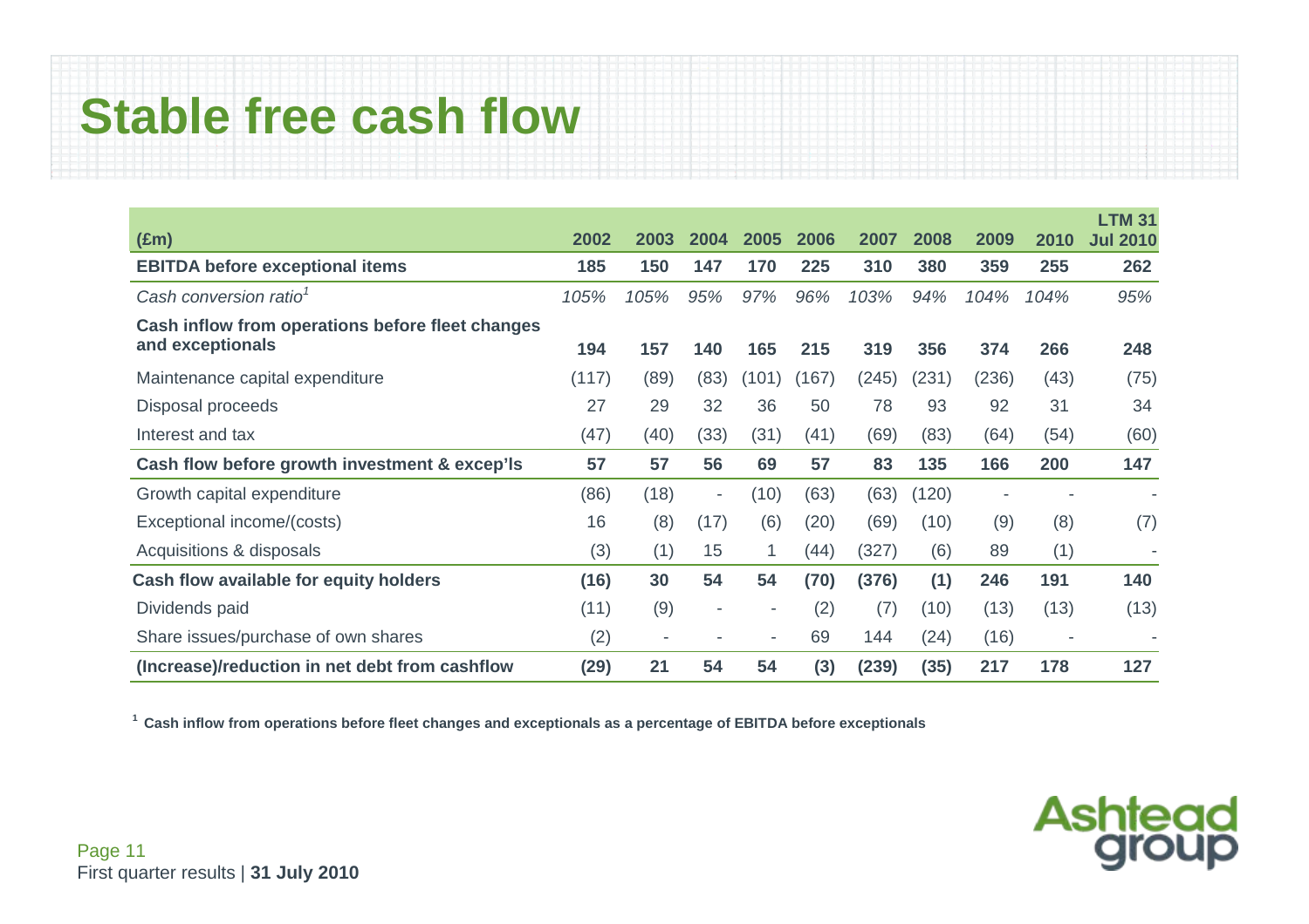# Stable free cash flow

| (£m) | 2002 | 2003 | 2004 | 2005 | 2006 | 2007 | 2008 | 2009 | 2010 | LTM 31 Jul 2010 |
|---|---|---|---|---|---|---|---|---|---|---|
| **EBITDA before exceptional items** | **185** | **150** | **147** | **170** | **225** | **310** | **380** | **359** | **255** | **262** |
| *Cash conversion ratio[1]* | *105%* | *105%* | *95%* | *97%* | *96%* | *103%* | *94%* | *104%* | *104%* | *95%* |
| **Cash inflow from operations before fleet changes and exceptionals** | **194** | **157** | **140** | **165** | **215** | **319** | **356** | **374** | **266** | **248** |
| Maintenance capital expenditure | (117) | (89) | (83) | (101) | (167) | (245) | (231) | (236) | (43) | (75) |
| Disposal proceeds | 27 | 29 | 32 | 36 | 50 | 78 | 93 | 92 | 31 | 34 |
| Interest and tax | (47) | (40) | (33) | (31) | (41) | (69) | (83) | (64) | (54) | (60) |
| **Cash flow before growth investment & excep'ls** | **57** | **57** | **56** | **69** | **57** | **83** | **135** | **166** | **200** | **147** |
| Growth capital expenditure | (86) | (18) | - | (10) | (63) | (63) | (120) | - | - | - |
| Exceptional income/(costs) | 16 | (8) | (17) | (6) | (20) | (69) | (10) | (9) | (8) | (7) |
| Acquisitions & disposals | (3) | (1) | 15 | 1 | (44) | (327) | (6) | 89 | (1) | - |
| **Cash flow available for equity holders** | **(16)** | **30** | **54** | **54** | **(70)** | **(376)** | **(1)** | **246** | **191** | **140** |
| Dividends paid | (11) | (9) | - | - | (2) | (7) | (10) | (13) | (13) | (13) |
| Share issues/purchase of own shares | (2) | - | - | - | 69 | 144 | (24) | (16) | - | - |
| **(Increase)/reduction in net debt from cashflow** | **(29)** | **21** | **54** | **54** | **(3)** | **(239)** | **(35)** | **217** | **178** | **127** |

[1] **Cash inflow from operations before fleet changes and exceptionals as a percentage of EBITDA before exceptionals**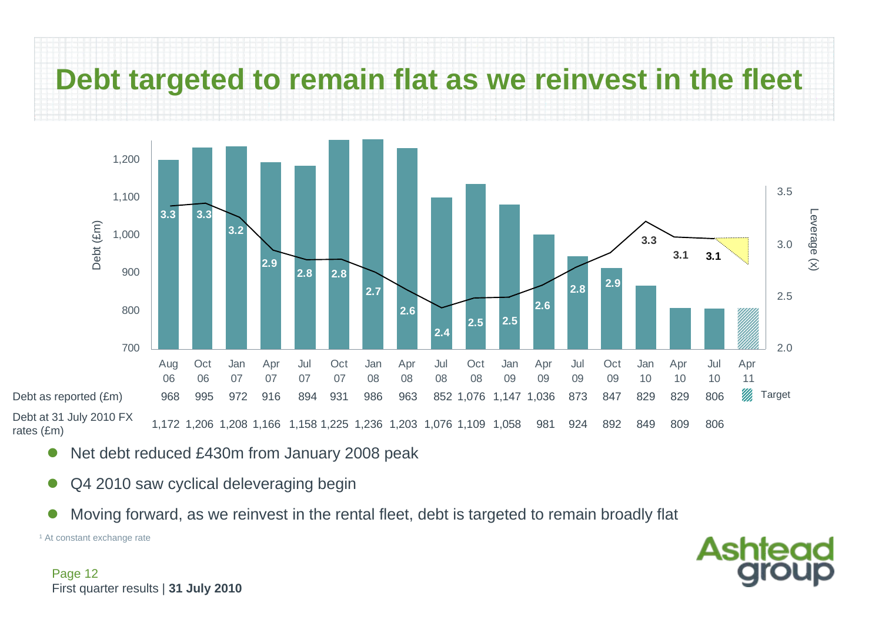# Debt targeted to remain flat as we reinvest in the fleet

| | Aug 06 | Oct 06 | Jan 07 | Apr 07 | Jul 07 | Oct 07 | Jan 08 | Apr 08 | Jul 08 | Oct 08 | Jan 09 | Apr 09 | Jul 09 | Oct 09 | Jan 10 | Apr 10 | Jul 10 | Apr 11 |
|---|---|---|---|---|---|---|---|---|---|---|---|---|---|---|---|---|---|---|
| Leverage (x) | 3.3 | 3.3 | 3.2 | 2.9 | 2.8 | 2.8 | 2.7 | 2.6 | 2.4 | 2.5 | 2.5 | 2.6 | 2.8 | 2.9 | 3.3 | 3.1 | 3.1 | |
| Debt as reported (£m) | 968 | 995 | 972 | 916 | 894 | 931 | 986 | 963 | 852 | 1,076 | 1,147 | 1,036 | 873 | 847 | 829 | 829 | 806 | Target |
| Debt at 31 July 2010 FX rates (£m) | 1,172 | 1,206 | 1,208 | 1,166 | 1,158 | 1,225 | 1,236 | 1,203 | 1,076 | 1,109 | 1,058 | 981 | 924 | 892 | 849 | 809 | 806 | |

- Net debt reduced £430m from January 2008 peak
- Q4 2010 saw cyclical deleveraging begin
- Moving forward, as we reinvest in the rental fleet, debt is targeted to remain broadly flat

[1] At constant exchange rate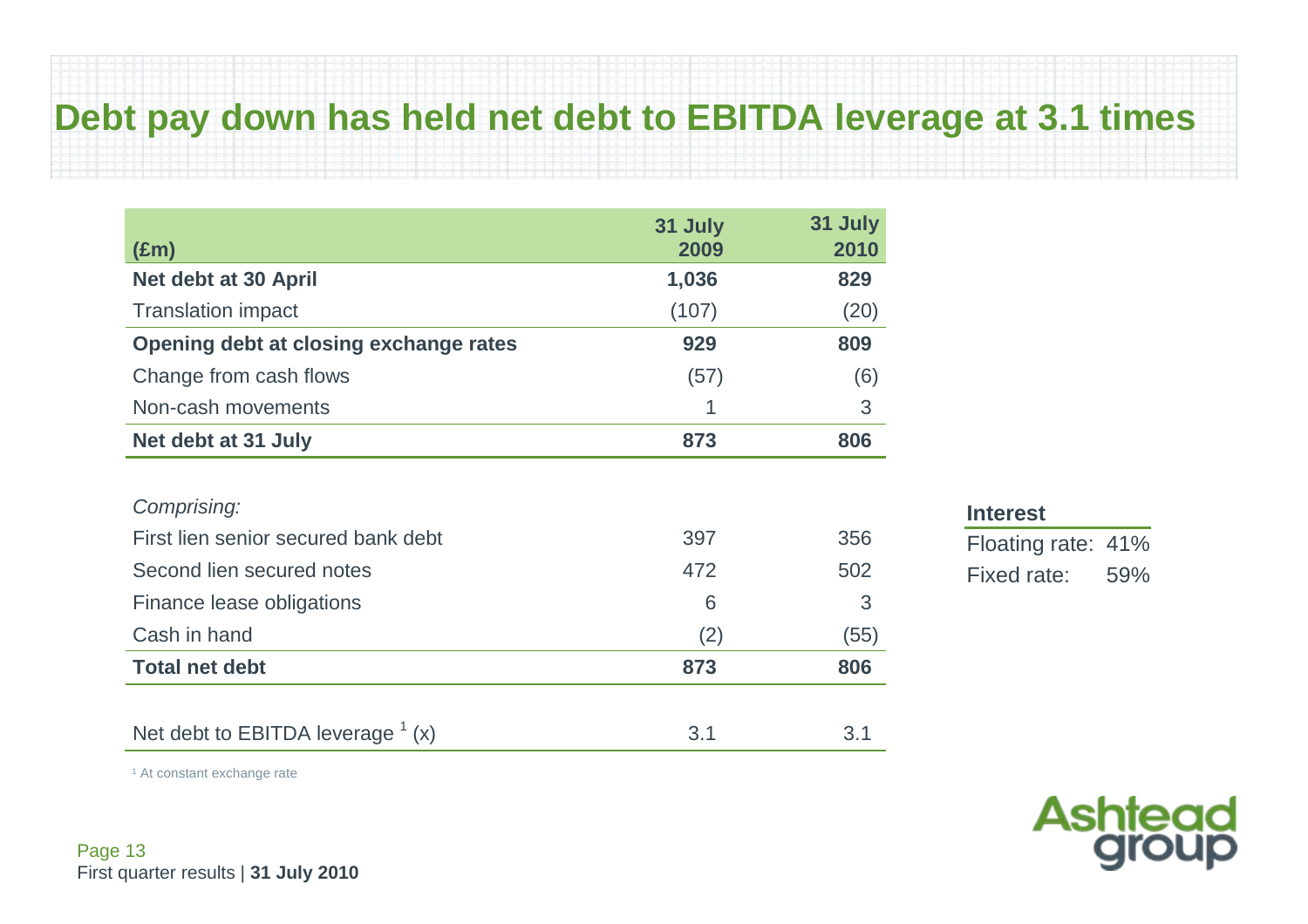# Debt pay down has held net debt to EBITDA leverage at 3.1 times

| (£m) | 31 July 2009 | 31 July 2010 |
|---|---|---|
| **Net debt at 30 April** | **1,036** | **829** |
| Translation impact | (107) | (20) |
| **Opening debt at closing exchange rates** | **929** | **809** |
| Change from cash flows | (57) | (6) |
| Non-cash movements | 1 | 3 |
| **Net debt at 31 July** | **873** | **806** |
| | | |
| *Comprising:* | | |
| First lien senior secured bank debt | 397 | 356 |
| Second lien secured notes | 472 | 502 |
| Finance lease obligations | 6 | 3 |
| Cash in hand | (2) | (55) |
| **Total net debt** | **873** | **806** |
| | | |
| Net debt to EBITDA leverage [1] (x) | 3.1 | 3.1 |

[1] At constant exchange rate

| **Interest** | |
|---|---|
| Floating rate: | 41% |
| Fixed rate: | 59% |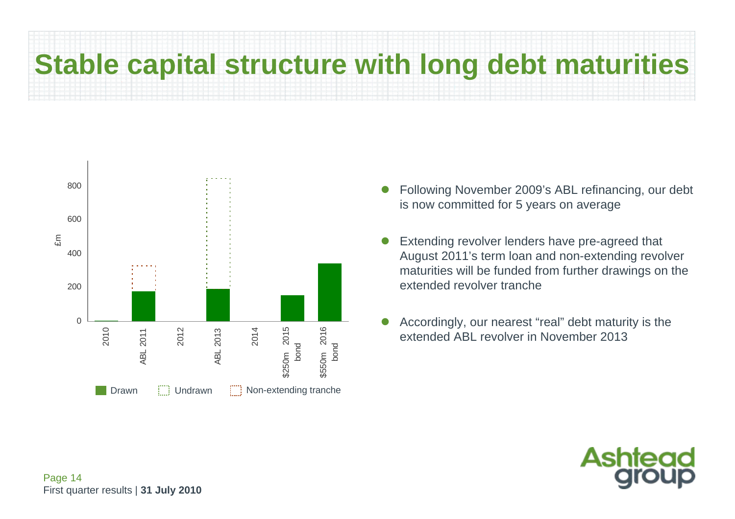# Stable capital structure with long debt maturities

£m

| | 2010 | ABL 2011 | 2012 | ABL 2013 | 2014 | $250m 2015 bond | $550m 2016 bond |
|---|---|---|---|---|---|---|---|

Drawn | Undrawn | Non-extending tranche

- Following November 2009's ABL refinancing, our debt is now committed for 5 years on average
- Extending revolver lenders have pre-agreed that August 2011's term loan and non-extending revolver maturities will be funded from further drawings on the extended revolver tranche
- Accordingly, our nearest "real" debt maturity is the extended ABL revolver in November 2013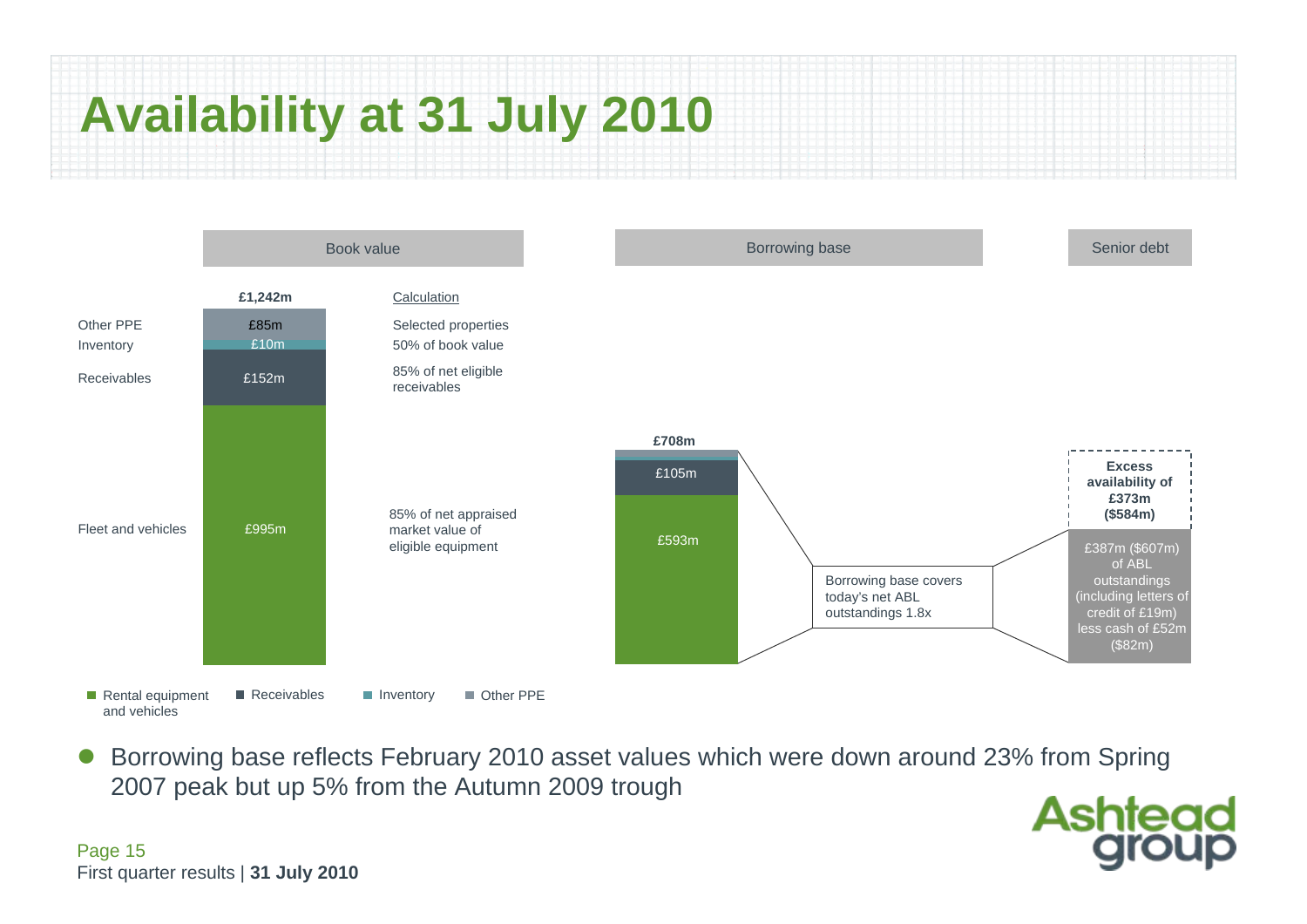# Availability at 31 July 2010

Book value

£1,242m

Other PPE — £85m
Inventory — £10m
Receivables — £152m
Fleet and vehicles — £995m

Calculation

Selected properties
50% of book value
85% of net eligible receivables
85% of net appraised market value of eligible equipment

Borrowing base

£708m

£105m

£593m

Borrowing base covers today's net ABL outstandings 1.8x

Senior debt

**Excess availability of £373m ($584m)**

£387m ($607m) of ABL outstandings (including letters of credit of £19m) less cash of £52m ($82m)

Rental equipment and vehicles
Receivables
Inventory
Other PPE

- Borrowing base reflects February 2010 asset values which were down around 23% from Spring 2007 peak but up 5% from the Autumn 2009 trough

First quarter results | **31 July 2010**